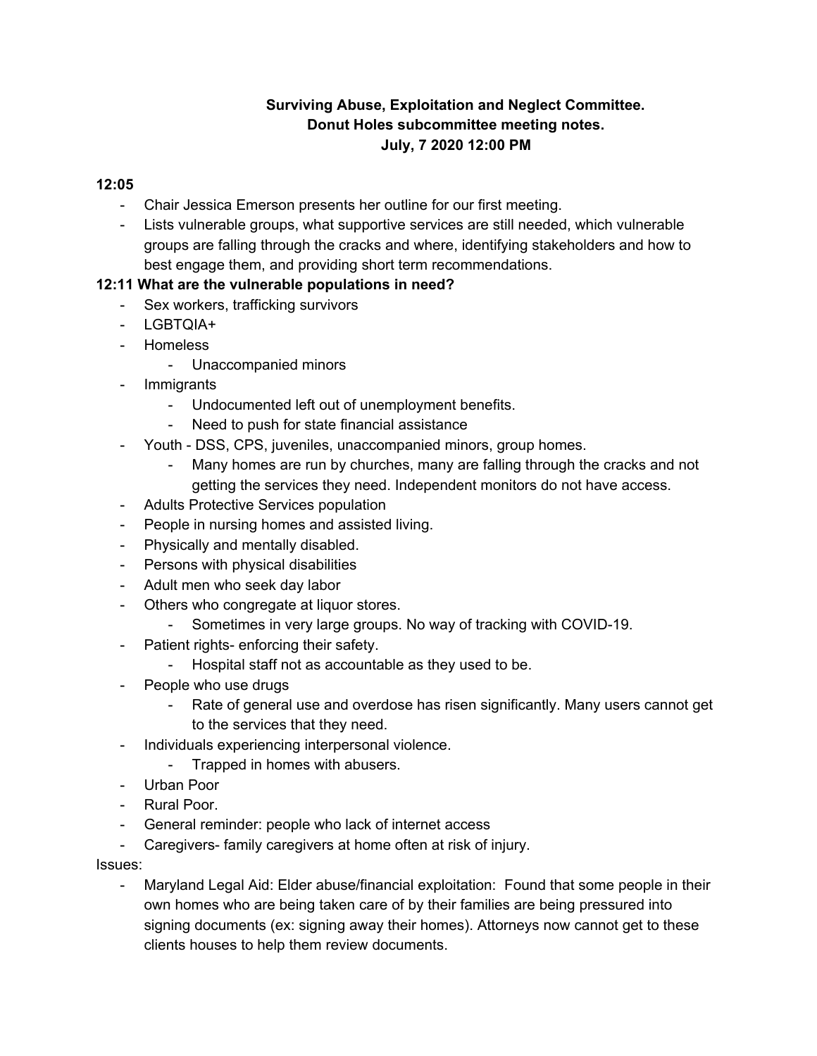**Surviving Abuse, Exploitation and Neglect Committee.**
**Donut Holes subcommittee meeting notes.**
**July, 7 2020 12:00 PM**

**12:05**

- Chair Jessica Emerson presents her outline for our first meeting.
- Lists vulnerable groups, what supportive services are still needed, which vulnerable groups are falling through the cracks and where, identifying stakeholders and how to best engage them, and providing short term recommendations.

**12:11 What are the vulnerable populations in need?**

- Sex workers, trafficking survivors
- LGBTQIA+
- Homeless
  - Unaccompanied minors
- Immigrants
  - Undocumented left out of unemployment benefits.
  - Need to push for state financial assistance
- Youth - DSS, CPS, juveniles, unaccompanied minors, group homes.
  - Many homes are run by churches, many are falling through the cracks and not getting the services they need. Independent monitors do not have access.
- Adults Protective Services population
- People in nursing homes and assisted living.
- Physically and mentally disabled.
- Persons with physical disabilities
- Adult men who seek day labor
- Others who congregate at liquor stores.
  - Sometimes in very large groups. No way of tracking with COVID-19.
- Patient rights- enforcing their safety.
  - Hospital staff not as accountable as they used to be.
- People who use drugs
  - Rate of general use and overdose has risen significantly. Many users cannot get to the services that they need.
- Individuals experiencing interpersonal violence.
  - Trapped in homes with abusers.
- Urban Poor
- Rural Poor.
- General reminder: people who lack of internet access
- Caregivers- family caregivers at home often at risk of injury.

Issues:

- Maryland Legal Aid: Elder abuse/financial exploitation: Found that some people in their own homes who are being taken care of by their families are being pressured into signing documents (ex: signing away their homes). Attorneys now cannot get to these clients houses to help them review documents.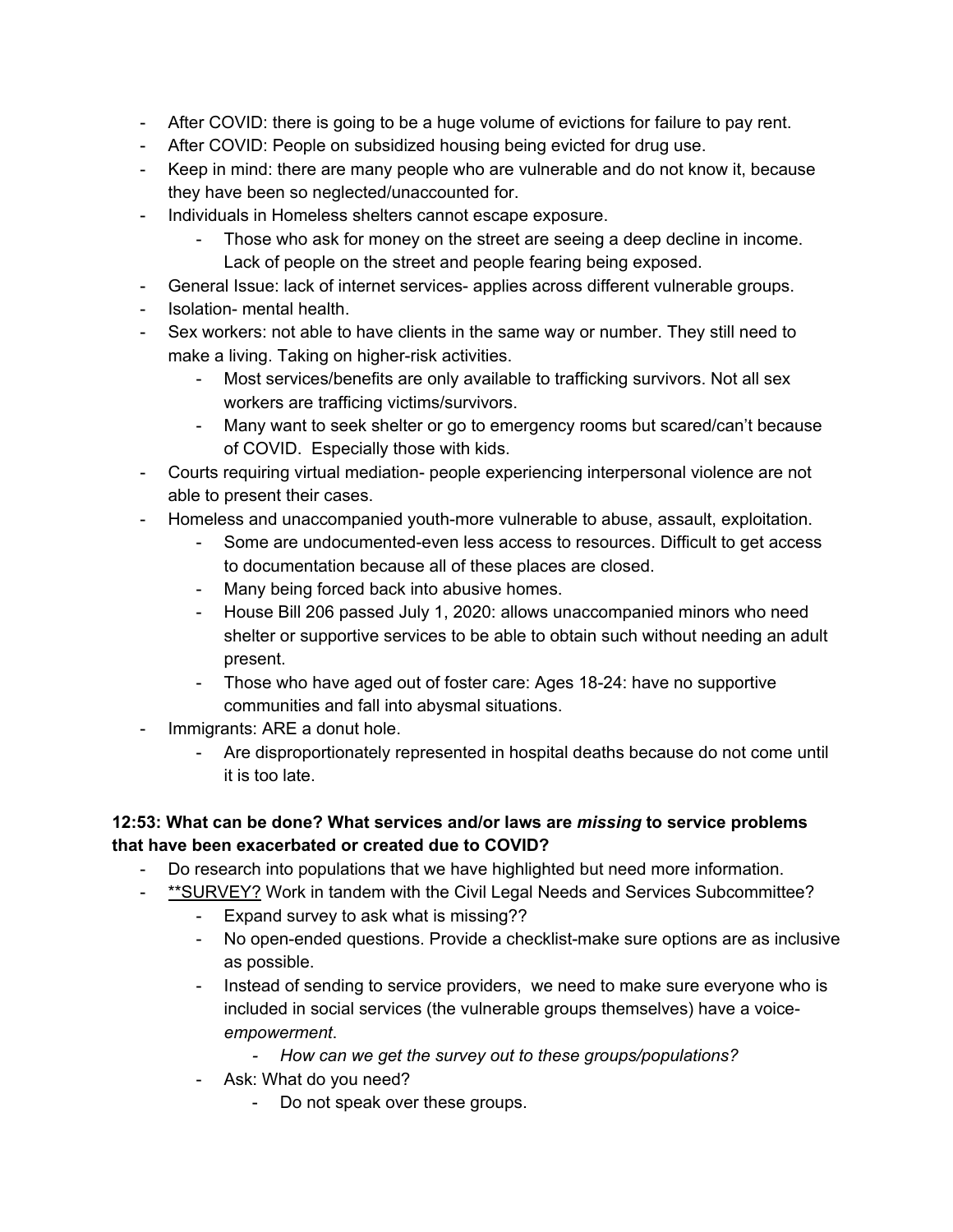- After COVID: there is going to be a huge volume of evictions for failure to pay rent.
- After COVID: People on subsidized housing being evicted for drug use.
- Keep in mind: there are many people who are vulnerable and do not know it, because they have been so neglected/unaccounted for.
- Individuals in Homeless shelters cannot escape exposure.
    - Those who ask for money on the street are seeing a deep decline in income. Lack of people on the street and people fearing being exposed.
- General Issue: lack of internet services- applies across different vulnerable groups.
- Isolation- mental health.
- Sex workers: not able to have clients in the same way or number. They still need to make a living. Taking on higher-risk activities.
    - Most services/benefits are only available to trafficking survivors. Not all sex workers are trafficing victims/survivors.
    - Many want to seek shelter or go to emergency rooms but scared/can't because of COVID. Especially those with kids.
- Courts requiring virtual mediation- people experiencing interpersonal violence are not able to present their cases.
- Homeless and unaccompanied youth-more vulnerable to abuse, assault, exploitation.
    - Some are undocumented-even less access to resources. Difficult to get access to documentation because all of these places are closed.
    - Many being forced back into abusive homes.
    - House Bill 206 passed July 1, 2020: allows unaccompanied minors who need shelter or supportive services to be able to obtain such without needing an adult present.
    - Those who have aged out of foster care: Ages 18-24: have no supportive communities and fall into abysmal situations.
- Immigrants: ARE a donut hole.
    - Are disproportionately represented in hospital deaths because do not come until it is too late.

**12:53: What can be done? What services and/or laws are *missing* to service problems that have been exacerbated or created due to COVID?**

- Do research into populations that we have highlighted but need more information.
- <u>**SURVEY?</u> Work in tandem with the Civil Legal Needs and Services Subcommittee?
    - Expand survey to ask what is missing??
    - No open-ended questions. Provide a checklist-make sure options are as inclusive as possible.
    - Instead of sending to service providers, we need to make sure everyone who is included in social services (the vulnerable groups themselves) have a voice- *empowerment*.
        - *How can we get the survey out to these groups/populations?*
    - Ask: What do you need?
        - Do not speak over these groups.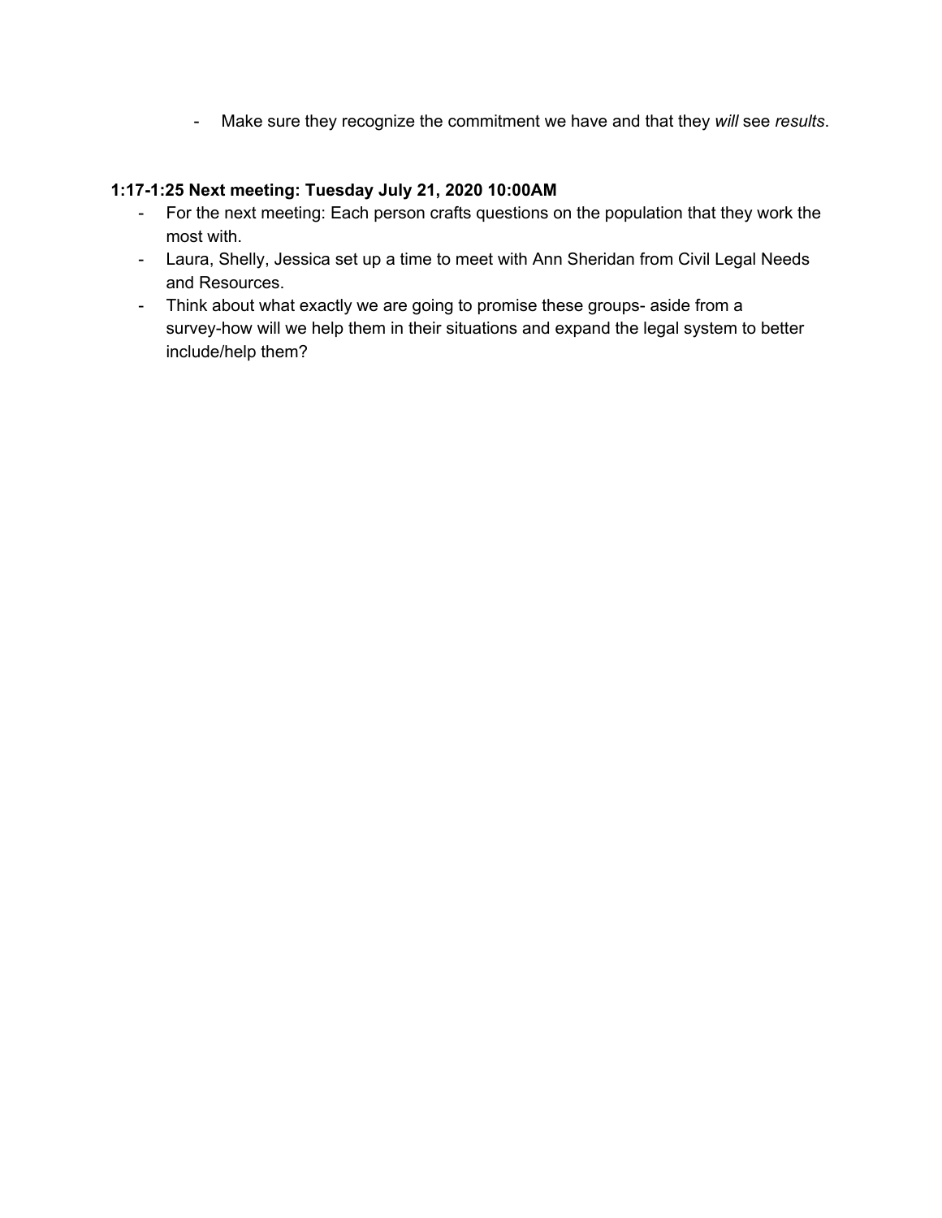- Make sure they recognize the commitment we have and that they *will* see *results*.

**1:17-1:25 Next meeting: Tuesday July 21, 2020 10:00AM**

- For the next meeting: Each person crafts questions on the population that they work the most with.
- Laura, Shelly, Jessica set up a time to meet with Ann Sheridan from Civil Legal Needs and Resources.
- Think about what exactly we are going to promise these groups- aside from a survey-how will we help them in their situations and expand the legal system to better include/help them?